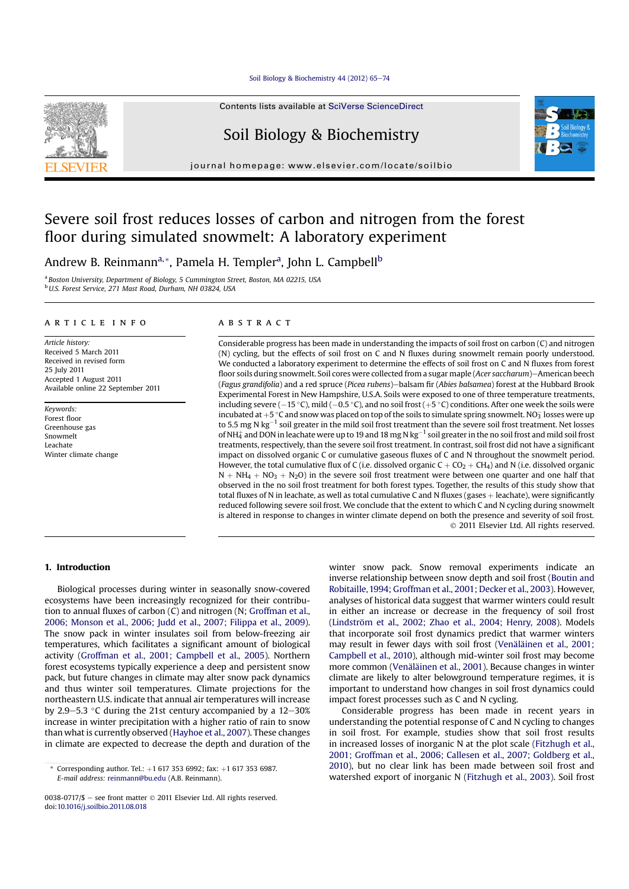# Severe soil frost reduces losses of carbon and nitrogen from the forest floor during simulated snowmelt: A laboratory experiment

Andrew B. Reinmann[a,*], Pamela H. Templer[a], John L. Campbell[b]

[a] Boston University, Department of Biology, 5 Cummington Street, Boston, MA 02215, USA
[b] U.S. Forest Service, 271 Mast Road, Durham, NH 03824, USA

## ARTICLE INFO

*Article history:*
Received 5 March 2011
Received in revised form
25 July 2011
Accepted 1 August 2011
Available online 22 September 2011

*Keywords:*
Forest floor
Greenhouse gas
Snowmelt
Leachate
Winter climate change

## ABSTRACT

Considerable progress has been made in understanding the impacts of soil frost on carbon (C) and nitrogen (N) cycling, but the effects of soil frost on C and N fluxes during snowmelt remain poorly understood. We conducted a laboratory experiment to determine the effects of soil frost on C and N fluxes from forest floor soils during snowmelt. Soil cores were collected from a sugar maple (*Acer saccharum*)–American beech (*Fagus grandifolia*) and a red spruce (*Picea rubens*)–balsam fir (*Abies balsamea*) forest at the Hubbard Brook Experimental Forest in New Hampshire, U.S.A. Soils were exposed to one of three temperature treatments, including severe (−15 °C), mild (−0.5 °C), and no soil frost (+5 °C) conditions. After one week the soils were incubated at +5 °C and snow was placed on top of the soils to simulate spring snowmelt. $NO_3^-$ losses were up to 5.5 mg N kg$^{-1}$ soil greater in the mild soil frost treatment than the severe soil frost treatment. Net losses of $NH_4^+$ and DON in leachate were up to 19 and 18 mg N kg$^{-1}$ soil greater in the no soil frost and mild soil frost treatments, respectively, than the severe soil frost treatment. In contrast, soil frost did not have a significant impact on dissolved organic C or cumulative gaseous fluxes of C and N throughout the snowmelt period. However, the total cumulative flux of C (i.e. dissolved organic C + $CO_2$ + $CH_4$) and N (i.e. dissolved organic N + $NH_4$ + $NO_3$ + $N_2O$) in the severe soil frost treatment were between one quarter and one half that observed in the no soil frost treatment for both forest types. Together, the results of this study show that total fluxes of N in leachate, as well as total cumulative C and N fluxes (gases + leachate), were significantly reduced following severe soil frost. We conclude that the extent to which C and N cycling during snowmelt is altered in response to changes in winter climate depend on both the presence and severity of soil frost.

© 2011 Elsevier Ltd. All rights reserved.

## 1. Introduction

Biological processes during winter in seasonally snow-covered ecosystems have been increasingly recognized for their contribution to annual fluxes of carbon (C) and nitrogen (N; Groffman et al., 2006; Monson et al., 2006; Judd et al., 2007; Filippa et al., 2009). The snow pack in winter insulates soil from below-freezing air temperatures, which facilitates a significant amount of biological activity (Groffman et al., 2001; Campbell et al., 2005). Northern forest ecosystems typically experience a deep and persistent snow pack, but future changes in climate may alter snow pack dynamics and thus winter soil temperatures. Climate projections for the northeastern U.S. indicate that annual air temperatures will increase by 2.9–5.3 °C during the 21st century accompanied by a 12–30% increase in winter precipitation with a higher ratio of rain to snow than what is currently observed (Hayhoe et al., 2007). These changes in climate are expected to decrease the depth and duration of the winter snow pack. Snow removal experiments indicate an inverse relationship between snow depth and soil frost (Boutin and Robitaille, 1994; Groffman et al., 2001; Decker et al., 2003). However, analyses of historical data suggest that warmer winters could result in either an increase or decrease in the frequency of soil frost (Lindström et al., 2002; Zhao et al., 2004; Henry, 2008). Models that incorporate soil frost dynamics predict that warmer winters may result in fewer days with soil frost (Venäläinen et al., 2001; Campbell et al., 2010), although mid-winter soil frost may become more common (Venäläinen et al., 2001). Because changes in winter climate are likely to alter belowground temperature regimes, it is important to understand how changes in soil frost dynamics could impact forest processes such as C and N cycling.

Considerable progress has been made in recent years in understanding the potential response of C and N cycling to changes in soil frost. For example, studies show that soil frost results in increased losses of inorganic N at the plot scale (Fitzhugh et al., 2001; Groffman et al., 2006; Callesen et al., 2007; Goldberg et al., 2010), but no clear link has been made between soil frost and watershed export of inorganic N (Fitzhugh et al., 2003). Soil frost

* Corresponding author. Tel.: +1 617 353 6992; fax: +1 617 353 6987.
*E-mail address:* reinmann@bu.edu (A.B. Reinmann).

0038-0717/$ – see front matter © 2011 Elsevier Ltd. All rights reserved.
doi:10.1016/j.soilbio.2011.08.018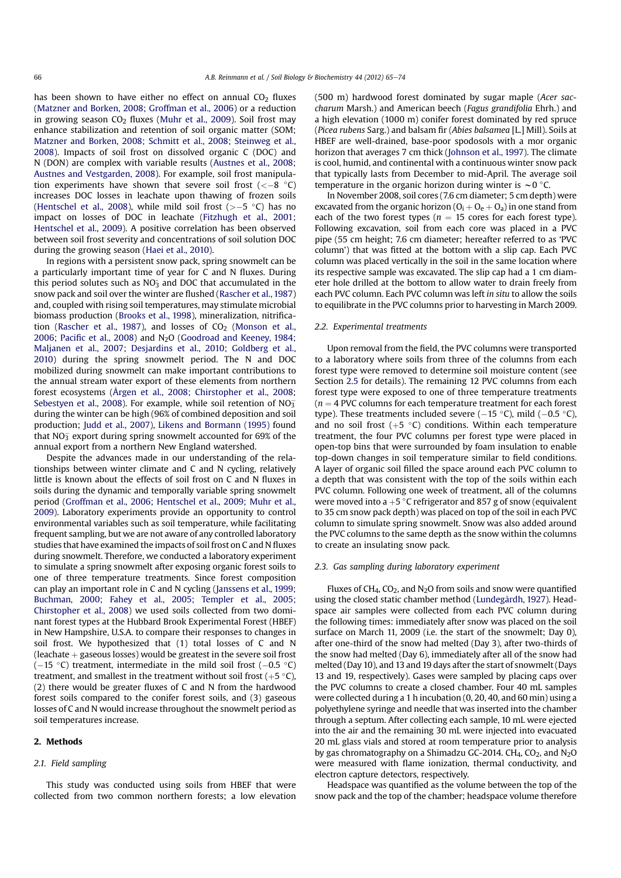has been shown to have either no effect on annual $CO_2$ fluxes (Matzner and Borken, 2008; Groffman et al., 2006) or a reduction in growing season $CO_2$ fluxes (Muhr et al., 2009). Soil frost may enhance stabilization and retention of soil organic matter (SOM; Matzner and Borken, 2008; Schmitt et al., 2008; Steinweg et al., 2008). Impacts of soil frost on dissolved organic C (DOC) and N (DON) are complex with variable results (Austnes et al., 2008; Austnes and Vestgarden, 2008). For example, soil frost manipulation experiments have shown that severe soil frost ($<-8$ °C) increases DOC losses in leachate upon thawing of frozen soils (Hentschel et al., 2008), while mild soil frost ($>-5$ °C) has no impact on losses of DOC in leachate (Fitzhugh et al., 2001; Hentschel et al., 2009). A positive correlation has been observed between soil frost severity and concentrations of soil solution DOC during the growing season (Haei et al., 2010).

In regions with a persistent snow pack, spring snowmelt can be a particularly important time of year for C and N fluxes. During this period solutes such as $NO_3^-$ and DOC that accumulated in the snow pack and soil over the winter are flushed (Rascher et al., 1987) and, coupled with rising soil temperatures, may stimulate microbial biomass production (Brooks et al., 1998), mineralization, nitrification (Rascher et al., 1987), and losses of $CO_2$ (Monson et al., 2006; Pacific et al., 2008) and $N_2O$ (Goodroad and Keeney, 1984; Maljanen et al., 2007; Desjardins et al., 2010; Goldberg et al., 2010) during the spring snowmelt period. The N and DOC mobilized during snowmelt can make important contributions to the annual stream water export of these elements from northern forest ecosystems (Årgen et al., 2008; Chirstopher et al., 2008; Sebestyen et al., 2008). For example, while soil retention of $NO_3^-$ during the winter can be high (96% of combined deposition and soil production; Judd et al., 2007), Likens and Bormann (1995) found that $NO_3^-$ export during spring snowmelt accounted for 69% of the annual export from a northern New England watershed.

Despite the advances made in our understanding of the relationships between winter climate and C and N cycling, relatively little is known about the effects of soil frost on C and N fluxes in soils during the dynamic and temporally variable spring snowmelt period (Groffman et al., 2006; Hentschel et al., 2009; Muhr et al., 2009). Laboratory experiments provide an opportunity to control environmental variables such as soil temperature, while facilitating frequent sampling, but we are not aware of any controlled laboratory studies that have examined the impacts of soil frost on C and N fluxes during snowmelt. Therefore, we conducted a laboratory experiment to simulate a spring snowmelt after exposing organic forest soils to one of three temperature treatments. Since forest composition can play an important role in C and N cycling (Janssens et al., 1999; Buchman, 2000; Fahey et al., 2005; Templer et al., 2005; Chirstopher et al., 2008) we used soils collected from two dominant forest types at the Hubbard Brook Experimental Forest (HBEF) in New Hampshire, U.S.A. to compare their responses to changes in soil frost. We hypothesized that (1) total losses of C and N (leachate + gaseous losses) would be greatest in the severe soil frost ($-15$ °C) treatment, intermediate in the mild soil frost ($-0.5$ °C) treatment, and smallest in the treatment without soil frost ($+5$ °C), (2) there would be greater fluxes of C and N from the hardwood forest soils compared to the conifer forest soils, and (3) gaseous losses of C and N would increase throughout the snowmelt period as soil temperatures increase.

## 2. Methods

### 2.1. Field sampling

This study was conducted using soils from HBEF that were collected from two common northern forests; a low elevation (500 m) hardwood forest dominated by sugar maple (*Acer saccharum* Marsh.) and American beech (*Fagus grandifolia* Ehrh.) and a high elevation (1000 m) conifer forest dominated by red spruce (*Picea rubens* Sarg.) and balsam fir (*Abies balsamea* [L.] Mill). Soils at HBEF are well-drained, base-poor spodosols with a mor organic horizon that averages 7 cm thick (Johnson et al., 1997). The climate is cool, humid, and continental with a continuous winter snow pack that typically lasts from December to mid-April. The average soil temperature in the organic horizon during winter is ~0 °C.

In November 2008, soil cores (7.6 cm diameter; 5 cm depth) were excavated from the organic horizon ($O_i + O_e + O_a$) in one stand from each of the two forest types ($n = 15$ cores for each forest type). Following excavation, soil from each core was placed in a PVC pipe (55 cm height; 7.6 cm diameter; hereafter referred to as 'PVC column') that was fitted at the bottom with a slip cap. Each PVC column was placed vertically in the soil in the same location where its respective sample was excavated. The slip cap had a 1 cm diameter hole drilled at the bottom to allow water to drain freely from each PVC column. Each PVC column was left *in situ* to allow the soils to equilibrate in the PVC columns prior to harvesting in March 2009.

### 2.2. Experimental treatments

Upon removal from the field, the PVC columns were transported to a laboratory where soils from three of the columns from each forest type were removed to determine soil moisture content (see Section 2.5 for details). The remaining 12 PVC columns from each forest type were exposed to one of three temperature treatments ($n = 4$ PVC columns for each temperature treatment for each forest type). These treatments included severe ($-15$ °C), mild ($-0.5$ °C), and no soil frost ($+5$ °C) conditions. Within each temperature treatment, the four PVC columns per forest type were placed in open-top bins that were surrounded by foam insulation to enable top-down changes in soil temperature similar to field conditions. A layer of organic soil filled the space around each PVC column to a depth that was consistent with the top of the soils within each PVC column. Following one week of treatment, all of the columns were moved into a $+5$ °C refrigerator and 857 g of snow (equivalent to 35 cm snow pack depth) was placed on top of the soil in each PVC column to simulate spring snowmelt. Snow was also added around the PVC columns to the same depth as the snow within the columns to create an insulating snow pack.

### 2.3. Gas sampling during laboratory experiment

Fluxes of $CH_4$, $CO_2$, and $N_2O$ from soils and snow were quantified using the closed static chamber method (Lundegårdh, 1927). Headspace air samples were collected from each PVC column during the following times: immediately after snow was placed on the soil surface on March 11, 2009 (i.e. the start of the snowmelt; Day 0), after one-third of the snow had melted (Day 3), after two-thirds of the snow had melted (Day 6), immediately after all of the snow had melted (Day 10), and 13 and 19 days after the start of snowmelt (Days 13 and 19, respectively). Gases were sampled by placing caps over the PVC columns to create a closed chamber. Four 40 mL samples were collected during a 1 h incubation (0, 20, 40, and 60 min) using a polyethylene syringe and needle that was inserted into the chamber through a septum. After collecting each sample, 10 mL were ejected into the air and the remaining 30 mL were injected into evacuated 20 mL glass vials and stored at room temperature prior to analysis by gas chromatography on a Shimadzu GC-2014. $CH_4$, $CO_2$, and $N_2O$ were measured with flame ionization, thermal conductivity, and electron capture detectors, respectively.

Headspace was quantified as the volume between the top of the snow pack and the top of the chamber; headspace volume therefore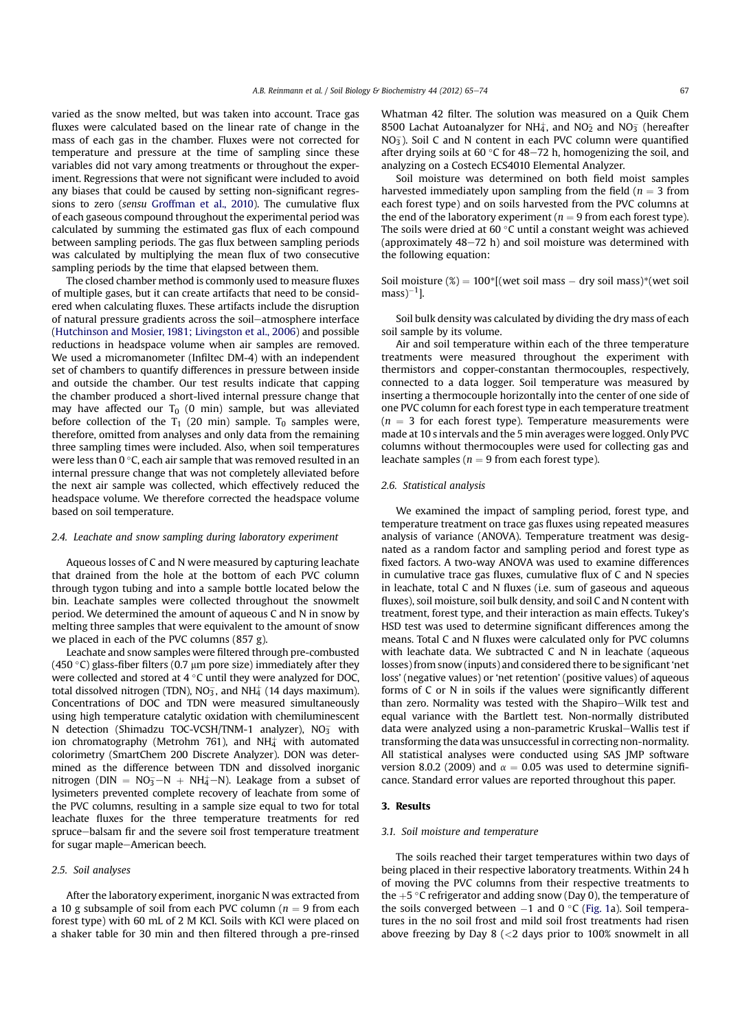varied as the snow melted, but was taken into account. Trace gas fluxes were calculated based on the linear rate of change in the mass of each gas in the chamber. Fluxes were not corrected for temperature and pressure at the time of sampling since these variables did not vary among treatments or throughout the experiment. Regressions that were not significant were included to avoid any biases that could be caused by setting non-significant regressions to zero (*sensu* Groffman et al., 2010). The cumulative flux of each gaseous compound throughout the experimental period was calculated by summing the estimated gas flux of each compound between sampling periods. The gas flux between sampling periods was calculated by multiplying the mean flux of two consecutive sampling periods by the time that elapsed between them.

The closed chamber method is commonly used to measure fluxes of multiple gases, but it can create artifacts that need to be considered when calculating fluxes. These artifacts include the disruption of natural pressure gradients across the soil–atmosphere interface (Hutchinson and Mosier, 1981; Livingston et al., 2006) and possible reductions in headspace volume when air samples are removed. We used a micromanometer (Infiltec DM-4) with an independent set of chambers to quantify differences in pressure between inside and outside the chamber. Our test results indicate that capping the chamber produced a short-lived internal pressure change that may have affected our $T_0$ (0 min) sample, but was alleviated before collection of the $T_1$ (20 min) sample. $T_0$ samples were, therefore, omitted from analyses and only data from the remaining three sampling times were included. Also, when soil temperatures were less than 0 °C, each air sample that was removed resulted in an internal pressure change that was not completely alleviated before the next air sample was collected, which effectively reduced the headspace volume. We therefore corrected the headspace volume based on soil temperature.

### 2.4. Leachate and snow sampling during laboratory experiment

Aqueous losses of C and N were measured by capturing leachate that drained from the hole at the bottom of each PVC column through tygon tubing and into a sample bottle located below the bin. Leachate samples were collected throughout the snowmelt period. We determined the amount of aqueous C and N in snow by melting three samples that were equivalent to the amount of snow we placed in each of the PVC columns (857 g).

Leachate and snow samples were filtered through pre-combusted (450 °C) glass-fiber filters (0.7 μm pore size) immediately after they were collected and stored at 4 °C until they were analyzed for DOC, total dissolved nitrogen (TDN), $NO_3^-$, and $NH_4^+$ (14 days maximum). Concentrations of DOC and TDN were measured simultaneously using high temperature catalytic oxidation with chemiluminescent N detection (Shimadzu TOC-VCSH/TNM-1 analyzer), $NO_3^-$ with ion chromatography (Metrohm 761), and $NH_4^+$ with automated colorimetry (SmartChem 200 Discrete Analyzer). DON was determined as the difference between TDN and dissolved inorganic nitrogen (DIN = $NO_3^-$–N + $NH_4^+$–N). Leakage from a subset of lysimeters prevented complete recovery of leachate from some of the PVC columns, resulting in a sample size equal to two for total leachate fluxes for the three temperature treatments for red spruce–balsam fir and the severe soil frost temperature treatment for sugar maple–American beech.

### 2.5. Soil analyses

After the laboratory experiment, inorganic N was extracted from a 10 g subsample of soil from each PVC column ($n$ = 9 from each forest type) with 60 mL of 2 M KCl. Soils with KCl were placed on a shaker table for 30 min and then filtered through a pre-rinsed Whatman 42 filter. The solution was measured on a Quik Chem 8500 Lachat Autoanalyzer for $NH_4^+$, and $NO_2^-$ and $NO_3^-$ (hereafter $NO_3^-$). Soil C and N content in each PVC column were quantified after drying soils at 60 °C for 48–72 h, homogenizing the soil, and analyzing on a Costech ECS4010 Elemental Analyzer.

Soil moisture was determined on both field moist samples harvested immediately upon sampling from the field ($n$ = 3 from each forest type) and on soils harvested from the PVC columns at the end of the laboratory experiment ($n$ = 9 from each forest type). The soils were dried at 60 °C until a constant weight was achieved (approximately 48–72 h) and soil moisture was determined with the following equation:

Soil moisture (%) = 100*[(wet soil mass − dry soil mass)*(wet soil mass)$^{-1}$].

Soil bulk density was calculated by dividing the dry mass of each soil sample by its volume.

Air and soil temperature within each of the three temperature treatments were measured throughout the experiment with thermistors and copper-constantan thermocouples, respectively, connected to a data logger. Soil temperature was measured by inserting a thermocouple horizontally into the center of one side of one PVC column for each forest type in each temperature treatment ($n$ = 3 for each forest type). Temperature measurements were made at 10 s intervals and the 5 min averages were logged. Only PVC columns without thermocouples were used for collecting gas and leachate samples ($n$ = 9 from each forest type).

### 2.6. Statistical analysis

We examined the impact of sampling period, forest type, and temperature treatment on trace gas fluxes using repeated measures analysis of variance (ANOVA). Temperature treatment was designated as a random factor and sampling period and forest type as fixed factors. A two-way ANOVA was used to examine differences in cumulative trace gas fluxes, cumulative flux of C and N species in leachate, total C and N fluxes (i.e. sum of gaseous and aqueous fluxes), soil moisture, soil bulk density, and soil C and N content with treatment, forest type, and their interaction as main effects. Tukey's HSD test was used to determine significant differences among the means. Total C and N fluxes were calculated only for PVC columns with leachate data. We subtracted C and N in leachate (aqueous losses) from snow (inputs) and considered there to be significant 'net loss' (negative values) or 'net retention' (positive values) of aqueous forms of C or N in soils if the values were significantly different than zero. Normality was tested with the Shapiro–Wilk test and equal variance with the Bartlett test. Non-normally distributed data were analyzed using a non-parametric Kruskal–Wallis test if transforming the data was unsuccessful in correcting non-normality. All statistical analyses were conducted using SAS JMP software version 8.0.2 (2009) and $\alpha$ = 0.05 was used to determine significance. Standard error values are reported throughout this paper.

## 3. Results

### 3.1. Soil moisture and temperature

The soils reached their target temperatures within two days of being placed in their respective laboratory treatments. Within 24 h of moving the PVC columns from their respective treatments to the +5 °C refrigerator and adding snow (Day 0), the temperature of the soils converged between −1 and 0 °C (Fig. 1a). Soil temperatures in the no soil frost and mild soil frost treatments had risen above freezing by Day 8 (<2 days prior to 100% snowmelt in all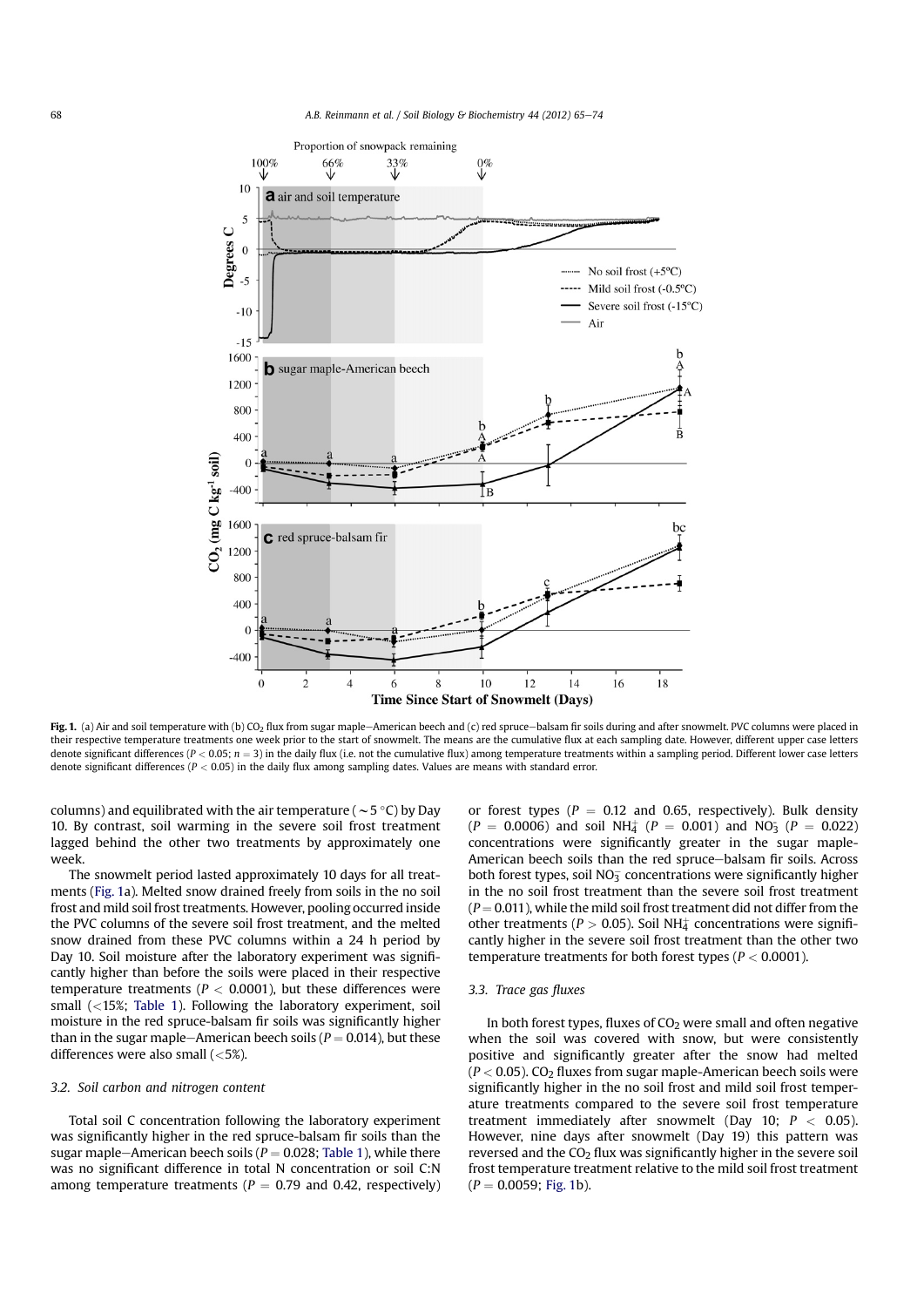Fig. 1. (a) Air and soil temperature with (b) $CO_2$ flux from sugar maple–American beech and (c) red spruce–balsam fir soils during and after snowmelt. PVC columns were placed in their respective temperature treatments one week prior to the start of snowmelt. The means are the cumulative flux at each sampling date. However, different upper case letters denote significant differences ($P < 0.05$; $n = 3$) in the daily flux (i.e. not the cumulative flux) among temperature treatments within a sampling period. Different lower case letters denote significant differences ($P < 0.05$) in the daily flux among sampling dates. Values are means with standard error.

columns) and equilibrated with the air temperature (~5 °C) by Day 10. By contrast, soil warming in the severe soil frost treatment lagged behind the other two treatments by approximately one week.

The snowmelt period lasted approximately 10 days for all treatments (Fig. 1a). Melted snow drained freely from soils in the no soil frost and mild soil frost treatments. However, pooling occurred inside the PVC columns of the severe soil frost treatment, and the melted snow drained from these PVC columns within a 24 h period by Day 10. Soil moisture after the laboratory experiment was significantly higher than before the soils were placed in their respective temperature treatments ($P < 0.0001$), but these differences were small (<15%; Table 1). Following the laboratory experiment, soil moisture in the red spruce-balsam fir soils was significantly higher than in the sugar maple–American beech soils ($P = 0.014$), but these differences were also small (<5%).

### 3.2. Soil carbon and nitrogen content

Total soil C concentration following the laboratory experiment was significantly higher in the red spruce-balsam fir soils than the sugar maple–American beech soils ($P = 0.028$; Table 1), while there was no significant difference in total N concentration or soil C:N among temperature treatments ($P = 0.79$ and $0.42$, respectively) or forest types ($P = 0.12$ and $0.65$, respectively). Bulk density ($P = 0.0006$) and soil $NH_4^+$ ($P = 0.001$) and $NO_3^-$ ($P = 0.022$) concentrations were significantly greater in the sugar maple-American beech soils than the red spruce–balsam fir soils. Across both forest types, soil $NO_3^-$ concentrations were significantly higher in the no soil frost treatment than the severe soil frost treatment ($P = 0.011$), while the mild soil frost treatment did not differ from the other treatments ($P > 0.05$). Soil $NH_4^+$ concentrations were significantly higher in the severe soil frost treatment than the other two temperature treatments for both forest types ($P < 0.0001$).

### 3.3. Trace gas fluxes

In both forest types, fluxes of $CO_2$ were small and often negative when the soil was covered with snow, but were consistently positive and significantly greater after the snow had melted ($P < 0.05$). $CO_2$ fluxes from sugar maple-American beech soils were significantly higher in the no soil frost and mild soil frost temperature treatments compared to the severe soil frost temperature treatment immediately after snowmelt (Day 10; $P < 0.05$). However, nine days after snowmelt (Day 19) this pattern was reversed and the $CO_2$ flux was significantly higher in the severe soil frost temperature treatment relative to the mild soil frost treatment ($P = 0.0059$; Fig. 1b).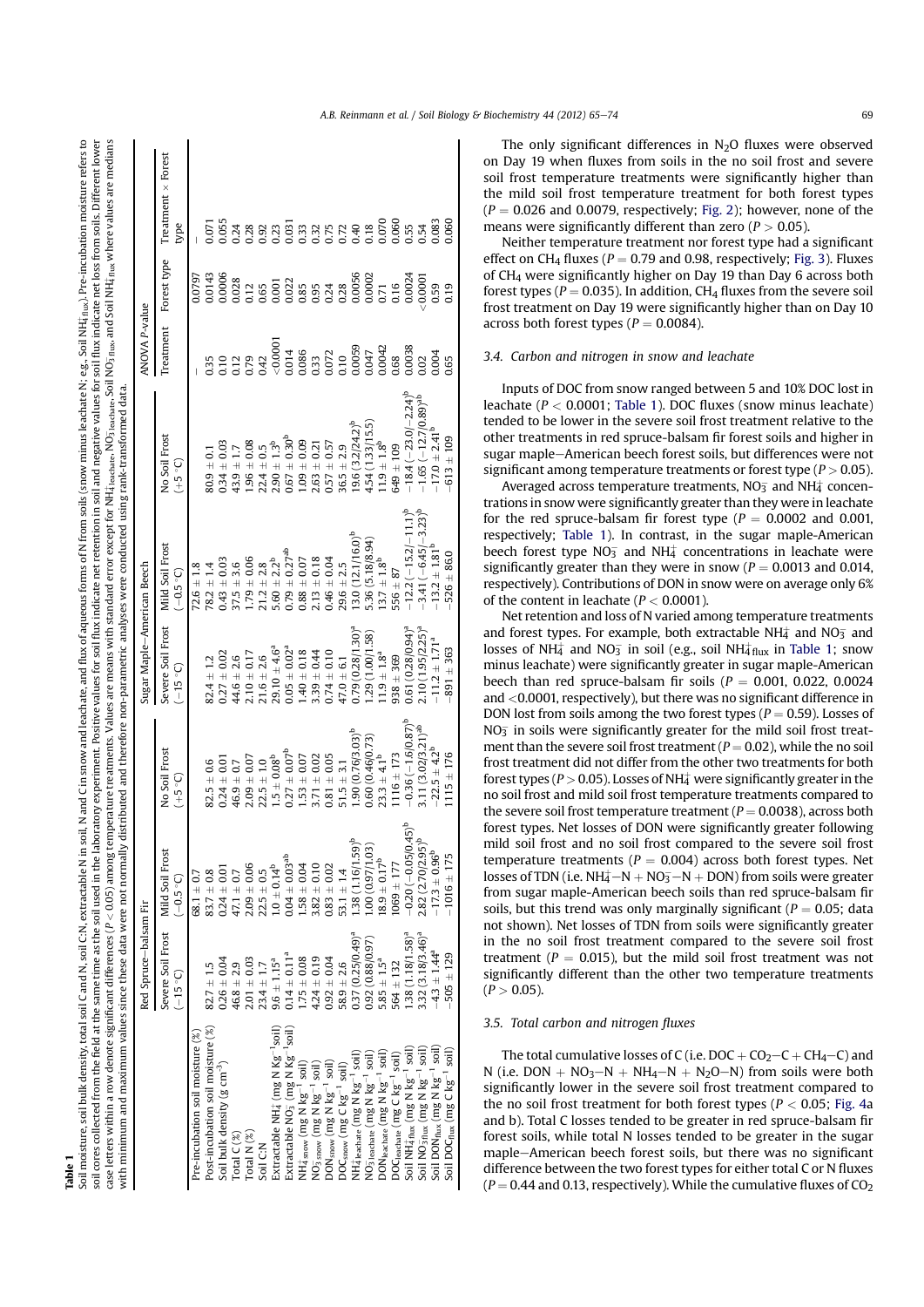**Table 1**

Soil moisture, soil bulk density, total soil C and N, soil C:N, extractable N in soil, N and C in snow and leachate, and flux of aqueous forms of N from soils (snow minus leachate N; e.g., Soil $NH_4^+$$_{flux}$). Pre-incubation moisture refers to soil cores collected from the field at the same time as the soil used in the laboratory experiment. Positive values for soil flux indicate net retention in soil and negative values for soil flux indicate net loss from soils. Different lower case letters within a row denote significant differences ($P < 0.05$) among temperature treatments. Values are means with standard error except for $NH_4^+$$_{leachate}$, $NO_3^-$$_{leachate}$, Soil $NO_3^-$$_{flux}$, and Soil $NH_4^+$$_{flux}$ where values are medians with minimum and maximum values since these data were not normally distributed and therefore non-parametric analyses were conducted using rank-transformed data.

| | Red Spruce–balsam Fir | | | Sugar Maple–American Beech | | | ANOVA P-value | | |
|---|---|---|---|---|---|---|---|---|---|
| | Severe Soil Frost (−15 °C) | Mild Soil Frost (−0.5 °C) | No Soil Frost (+5 °C) | Severe Soil Frost (−15 °C) | Mild Soil Frost (−0.5 °C) | No Soil Frost (+5 °C) | Treatment | Forest type | Treatment × Forest type |
| Pre-incubation soil moisture (%) | | 68.1 ± 0.7 | | | 72.6 ± 1.8 | | – | 0.0797 | – |
| Post-incubation soil moisture (%) | 82.7 ± 1.5 | 83.7 ± 0.8 | 82.5 ± 0.6 | 82.4 ± 1.2 | 78.2 ± 1.4 | 80.9 ± 0.1 | 0.35 | 0.0143 | 0.071 |
| Soil bulk density (g cm$^{-3}$) | 0.26 ± 0.04 | 0.24 ± 0.01 | 0.24 ± 0.01 | 0.27 ± 0.02 | 0.43 ± 0.03 | 0.34 ± 0.03 | 0.10 | 0.0006 | 0.055 |
| Total C (%) | 46.8 ± 2.9 | 47.1 ± 0.7 | 46.9 ± 0.7 | 44.6 ± 2.6 | 37.5 ± 3.6 | 43.9 ± 1.7 | 0.12 | 0.028 | 0.24 |
| Total N (%) | 2.01 ± 0.03 | 2.09 ± 0.06 | 2.09 ± 0.07 | 2.10 ± 0.17 | 1.79 ± 0.06 | 1.96 ± 0.08 | 0.79 | 0.12 | 0.28 |
| Soil C:N | 23.4 ± 1.7 | 22.5 ± 0.5 | 22.5 ± 1.0 | 21.6 ± 2.6 | 21.2 ± 2.8 | 22.4 ± 0.5 | 0.42 | 0.65 | 0.92 |
| Extractable $NH_4^+$ (mg N Kg$^{-1}$soil) | 9.6 ± 1.15$^a$ | 1.0 ± 0.14$^b$ | 1.5 ± 0.08$^b$ | 29.10 ± 4.6$^a$ | 5.60 ± 2.2$^b$ | 2.90 ± 1.3$^b$ | <0.0001 | 0.001 | 0.23 |
| Extractable $NO_3^-$ (mg N Kg$^{-1}$soil) | 0.14 ± 0.11$^a$ | 0.04 ± 0.03$^{ab}$ | 0.27 ± 0.07$^b$ | 0.05 ± 0.02$^a$ | 0.79 ± 0.27$^{ab}$ | 0.67 ± 0.30$^b$ | 0.014 | 0.022 | 0.031 |
| $NH_4^+$$_{snow}$ (mg N kg$^{-1}$ soil) | 1.75 ± 0.08 | 1.58 ± 0.04 | 1.53 ± 0.07 | 1.40 ± 0.18 | 0.88 ± 0.07 | 1.09 ± 0.09 | 0.086 | 0.85 | 0.33 |
| $NO_3^-$$_{snow}$ (mg N kg$^{-1}$ soil) | 4.24 ± 0.19 | 3.82 ± 0.10 | 3.71 ± 0.02 | 3.39 ± 0.44 | 2.13 ± 0.18 | 2.63 ± 0.21 | 0.33 | 0.95 | 0.32 |
| $DON_{snow}$ (mg N kg$^{-1}$ soil) | 0.92 ± 0.04 | 0.83 ± 0.02 | 0.81 ± 0.05 | 0.74 ± 0.10 | 0.46 ± 0.04 | 0.57 ± 0.57 | 0.072 | 0.24 | 0.75 |
| $DOC_{snow}$ (mg C kg$^{-1}$ soil) | 58.9 ± 2.6 | 53.1 ± 1.4 | 51.5 ± 3.1 | 47.0 ± 6.1 | 29.6 ± 2.5 | 36.5 ± 2.9 | 0.10 | 0.28 | 0.72 |
| $NH_4^+$$_{leachate}$ (mg N kg$^{-1}$ soil) | 0.37 (0.25/0.49)$^a$ | 1.38 (1.16/1.59)$^b$ | 1.90 (0.76/3.03)$^b$ | 0.79 (0.28/1.30)$^a$ | 13.0 (12.1/16.0)$^b$ | 19.6 (3.2/24.2)$^b$ | 0.0059 | 0.0056 | 0.40 |
| $NO_3^-$$_{leachate}$ (mg N kg$^{-1}$ soil) | 0.92 (0.88/0.97) | 1.00 (0.97/1.03) | 0.60 (0.46/0.73) | 1.29 (1.00/1.58) | 5.36 (5.18/8.94) | 4.54 (1.33/15.5) | 0.047 | 0.0002 | 0.18 |
| $DON_{leachate}$ (mg N kg$^{-1}$ soil) | 5.85 ± 1.5$^a$ | 18.9 ± 0.17$^b$ | 23.3 ± 4.1$^b$ | 11.9 ± 1.8$^a$ | 13.7 ± 1.8$^b$ | 11.9 ± 1.8$^b$ | 0.0042 | 0.71 | 0.070 |
| $DOC_{leachate}$ (mg C kg$^{-1}$ soil) | 564 ± 132 | 1069 ± 177 | 1116 ± 173 | 938 ± 369 | 556 ± 87 | 649 ± 109 | 0.68 | 0.16 | 0.060 |
| Soil $NH_4^+$$_{flux}$ (mg N kg$^{-1}$ soil) | 1.38 (1.18/1.58)$^a$ | −0.20 (−0.05/0.45)$^b$ | −0.36 (−1.6/0.87)$^b$ | 0.61 (0.28/0.94)$^a$ | −12.2 (−15.2/−11.1)$^b$ | −18.4 (−23.0/−2.24)$^b$ | 0.0038 | 0.0024 | 0.55 |
| Soil $NO_3^-$$_{flux}$ (mg N kg$^{-1}$ soil) | 3.32 (3.18/3.46)$^a$ | 2.82 (2.70/2.95)$^b$ | 3.11 (3.02/3.21)$^{ab}$ | 2.10 (1.95/2.25)$^a$ | −3.41 (−6.45/−3.23)$^b$ | −1.65 (−12.7/0.89)$^{ab}$ | 0.02 | <0.0001 | 0.54 |
| Soil $DON_{flux}$ (mg N kg$^{-1}$ soil) | −4.3 ± 1.44$^a$ | −17.3 ± 0.96$^b$ | −22.5 ± 4.2$^b$ | −11.2 ± 1.71$^a$ | −13.2 ± 1.81$^b$ | −17.0 ± 2.41$^b$ | 0.004 | 0.59 | 0.083 |
| Soil $DOC_{flux}$ (mg C kg$^{-1}$ soil) | −505 ± 129 | −1016 ± 175 | −1115 ± 176 | −891 ± 363 | −526 ± 86.0 | −613 ± 109 | 0.65 | 0.19 | 0.060 |

The only significant differences in $N_2O$ fluxes were observed on Day 19 when fluxes from soils in the no soil frost and severe soil frost temperature treatments were significantly higher than the mild soil frost temperature treatment for both forest types ($P = 0.026$ and 0.0079, respectively; Fig. 2); however, none of the means were significantly different than zero ($P > 0.05$).

Neither temperature treatment nor forest type had a significant effect on $CH_4$ fluxes ($P = 0.79$ and 0.98, respectively; Fig. 3). Fluxes of $CH_4$ were significantly higher on Day 19 than Day 6 across both forest types ($P = 0.035$). In addition, $CH_4$ fluxes from the severe soil frost treatment on Day 19 were significantly higher than on Day 10 across both forest types ($P = 0.0084$).

### 3.4. Carbon and nitrogen in snow and leachate

Inputs of DOC from snow ranged between 5 and 10% DOC lost in leachate ($P < 0.0001$; Table 1). DOC fluxes (snow minus leachate) tended to be lower in the severe soil frost treatment relative to the other treatments in red spruce-balsam fir forest soils and higher in sugar maple–American beech forest soils, but differences were not significant among temperature treatments or forest type ($P > 0.05$).

Averaged across temperature treatments, $NO_3^-$ and $NH_4^+$ concentrations in snow were significantly greater than they were in leachate for the red spruce-balsam fir forest type ($P = 0.0002$ and 0.001, respectively; Table 1). In contrast, in the sugar maple-American beech forest type $NO_3^-$ and $NH_4^+$ concentrations in leachate were significantly greater than they were in snow ($P = 0.0013$ and 0.014, respectively). Contributions of DON in snow were on average only 6% of the content in leachate ($P < 0.0001$).

Net retention and loss of N varied among temperature treatments and forest types. For example, both extractable $NH_4^+$ and $NO_3^-$ and losses of $NH_4^+$ and $NO_3^-$ in soil (e.g., soil $NH_4^+$$_{flux}$ in Table 1; snow minus leachate) were significantly greater in sugar maple-American beech than red spruce-balsam fir soils ($P = 0.001$, 0.022, 0.0024 and <0.0001, respectively), but there was no significant difference in DON lost from soils among the two forest types ($P = 0.59$). Losses of $NO_3^-$ in soils were significantly greater for the mild soil frost treatment than the severe soil frost treatment ($P = 0.02$), while the no soil frost treatment did not differ from the other two treatments for both forest types ($P > 0.05$). Losses of $NH_4^+$ were significantly greater in the no soil frost and mild soil frost temperature treatments compared to the severe soil frost temperature treatment ($P = 0.0038$), across both forest types. Net losses of DON were significantly greater following mild soil frost and no soil frost compared to the severe soil frost temperature treatments ($P = 0.004$) across both forest types. Net losses of TDN (i.e. $NH_4^+{-}N + NO_3^-{-}N + DON$) from soils were greater from sugar maple-American beech soils than red spruce-balsam fir soils, but this trend was only marginally significant ($P = 0.05$; data not shown). Net losses of TDN from soils were significantly greater in the no soil frost treatment compared to the severe soil frost treatment ($P = 0.015$), but the mild soil frost treatment was not significantly different than the other two temperature treatments ($P > 0.05$).

### 3.5. Total carbon and nitrogen fluxes

The total cumulative losses of C (i.e. $DOC + CO_2{-}C + CH_4{-}C$) and N (i.e. $DON + NO_3{-}N + NH_4{-}N + N_2O{-}N$) from soils were both significantly lower in the severe soil frost treatment compared to the no soil frost treatment for both forest types ($P < 0.05$; Fig. 4a and b). Total C losses tended to be greater in red spruce-balsam fir forest soils, while total N losses tended to be greater in the sugar maple–American beech forest soils, but there was no significant difference between the two forest types for either total C or N fluxes ($P = 0.44$ and 0.13, respectively). While the cumulative fluxes of $CO_2$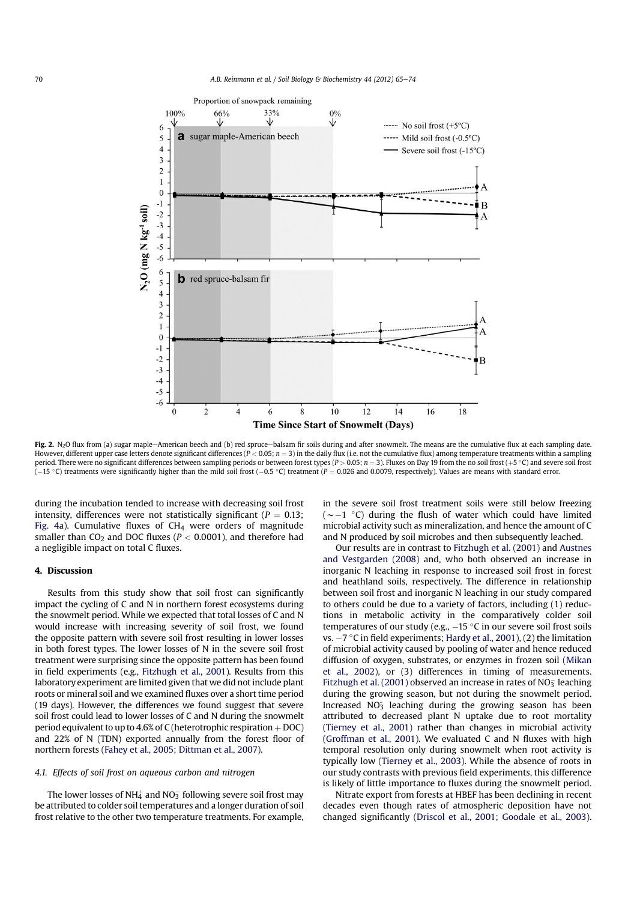**Fig. 2.** $N_2O$ flux from (a) sugar maple–American beech and (b) red spruce–balsam fir soils during and after snowmelt. The means are the cumulative flux at each sampling date. However, different upper case letters denote significant differences ($P < 0.05$; $n = 3$) in the daily flux (i.e. not the cumulative flux) among temperature treatments within a sampling period. There were no significant differences between sampling periods or between forest types ($P > 0.05$; $n = 3$). Fluxes on Day 19 from the no soil frost (+5 °C) and severe soil frost (−15 °C) treatments were significantly higher than the mild soil frost (−0.5 °C) treatment ($P = 0.026$ and 0.0079, respectively). Values are means with standard error.

during the incubation tended to increase with decreasing soil frost intensity, differences were not statistically significant ($P = 0.13$; Fig. 4a). Cumulative fluxes of $CH_4$ were orders of magnitude smaller than $CO_2$ and DOC fluxes ($P < 0.0001$), and therefore had a negligible impact on total C fluxes.

## 4. Discussion

Results from this study show that soil frost can significantly impact the cycling of C and N in northern forest ecosystems during the snowmelt period. While we expected that total losses of C and N would increase with increasing severity of soil frost, we found the opposite pattern with severe soil frost resulting in lower losses in both forest types. The lower losses of N in the severe soil frost treatment were surprising since the opposite pattern has been found in field experiments (e.g., Fitzhugh et al., 2001). Results from this laboratory experiment are limited given that we did not include plant roots or mineral soil and we examined fluxes over a short time period (19 days). However, the differences we found suggest that severe soil frost could lead to lower losses of C and N during the snowmelt period equivalent to up to 4.6% of C (heterotrophic respiration + DOC) and 22% of N (TDN) exported annually from the forest floor of northern forests (Fahey et al., 2005; Dittman et al., 2007).

### 4.1. Effects of soil frost on aqueous carbon and nitrogen

The lower losses of $NH_4^+$ and $NO_3^-$ following severe soil frost may be attributed to colder soil temperatures and a longer duration of soil frost relative to the other two temperature treatments. For example, in the severe soil frost treatment soils were still below freezing (~−1 °C) during the flush of water which could have limited microbial activity such as mineralization, and hence the amount of C and N produced by soil microbes and then subsequently leached.

Our results are in contrast to Fitzhugh et al. (2001) and Austnes and Vestgarden (2008), who both observed an increase in inorganic N leaching in response to increased soil frost in forest and heathland soils, respectively. The difference in relationship between soil frost and inorganic N leaching in our study compared to others could be due to a variety of factors, including (1) reductions in metabolic activity in the comparatively colder soil temperatures of our study (e.g., −15 °C in our severe soil frost soils vs. −7 °C in field experiments; Hardy et al., 2001), (2) the limitation of microbial activity caused by pooling of water and hence reduced diffusion of oxygen, substrates, or enzymes in frozen soil (Mikan et al., 2002), or (3) differences in timing of measurements. Fitzhugh et al. (2001) observed an increase in rates of $NO_3^-$ leaching during the growing season, but not during the snowmelt period. Increased $NO_3^-$ leaching during the growing season has been attributed to decreased plant N uptake due to root mortality (Tierney et al., 2001) rather than changes in microbial activity (Groffman et al., 2001). We evaluated C and N fluxes with high temporal resolution only during snowmelt when root activity is typically low (Tierney et al., 2003). While the absence of roots in our study contrasts with previous field experiments, this difference is likely of little importance to fluxes during the snowmelt period.

Nitrate export from forests at HBEF has been declining in recent decades even though rates of atmospheric deposition have not changed significantly (Driscol et al., 2001; Goodale et al., 2003).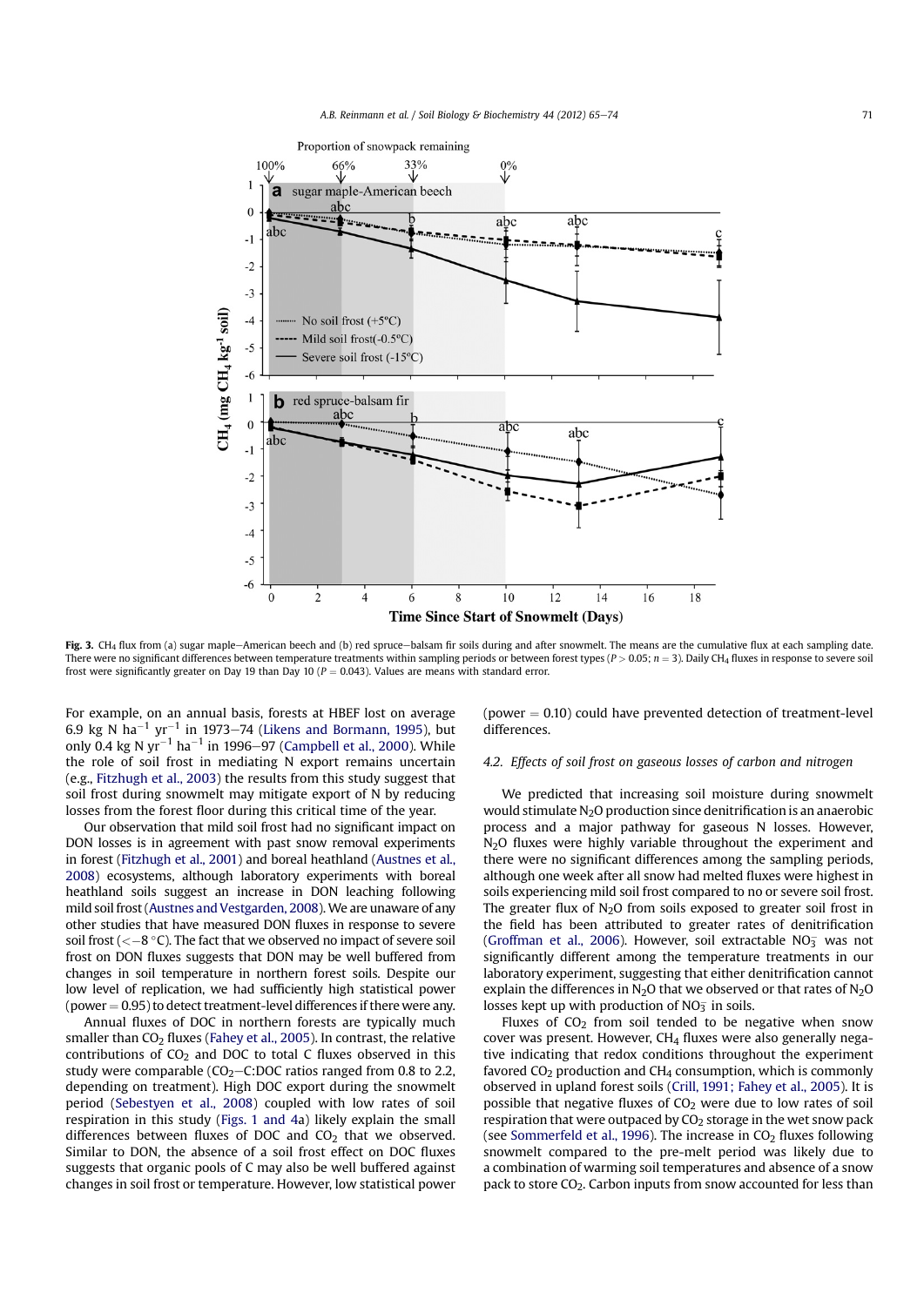Fig. 3. $CH_4$ flux from (a) sugar maple–American beech and (b) red spruce–balsam fir soils during and after snowmelt. The means are the cumulative flux at each sampling date. There were no significant differences between temperature treatments within sampling periods or between forest types ($P > 0.05$; $n = 3$). Daily $CH_4$ fluxes in response to severe soil frost were significantly greater on Day 19 than Day 10 ($P = 0.043$). Values are means with standard error.

For example, on an annual basis, forests at HBEF lost on average 6.9 kg N $ha^{-1}$ $yr^{-1}$ in 1973–74 (Likens and Bormann, 1995), but only 0.4 kg N $yr^{-1}$ $ha^{-1}$ in 1996–97 (Campbell et al., 2000). While the role of soil frost in mediating N export remains uncertain (e.g., Fitzhugh et al., 2003) the results from this study suggest that soil frost during snowmelt may mitigate export of N by reducing losses from the forest floor during this critical time of the year.

Our observation that mild soil frost had no significant impact on DON losses is in agreement with past snow removal experiments in forest (Fitzhugh et al., 2001) and boreal heathland (Austnes et al., 2008) ecosystems, although laboratory experiments with boreal heathland soils suggest an increase in DON leaching following mild soil frost (Austnes and Vestgarden, 2008). We are unaware of any other studies that have measured DON fluxes in response to severe soil frost ($<-8$ °C). The fact that we observed no impact of severe soil frost on DON fluxes suggests that DON may be well buffered from changes in soil temperature in northern forest soils. Despite our low level of replication, we had sufficiently high statistical power (power = 0.95) to detect treatment-level differences if there were any.

Annual fluxes of DOC in northern forests are typically much smaller than $CO_2$ fluxes (Fahey et al., 2005). In contrast, the relative contributions of $CO_2$ and DOC to total C fluxes observed in this study were comparable ($CO_2$–C:DOC ratios ranged from 0.8 to 2.2, depending on treatment). High DOC export during the snowmelt period (Sebestyen et al., 2008) coupled with low rates of soil respiration in this study (Figs. 1 and 4a) likely explain the small differences between fluxes of DOC and $CO_2$ that we observed. Similar to DON, the absence of a soil frost effect on DOC fluxes suggests that organic pools of C may also be well buffered against changes in soil frost or temperature. However, low statistical power (power = 0.10) could have prevented detection of treatment-level differences.

### 4.2. Effects of soil frost on gaseous losses of carbon and nitrogen

We predicted that increasing soil moisture during snowmelt would stimulate $N_2O$ production since denitrification is an anaerobic process and a major pathway for gaseous N losses. However, $N_2O$ fluxes were highly variable throughout the experiment and there were no significant differences among the sampling periods, although one week after all snow had melted fluxes were highest in soils experiencing mild soil frost compared to no or severe soil frost. The greater flux of $N_2O$ from soils exposed to greater soil frost in the field has been attributed to greater rates of denitrification (Groffman et al., 2006). However, soil extractable $NO_3^-$ was not significantly different among the temperature treatments in our laboratory experiment, suggesting that either denitrification cannot explain the differences in $N_2O$ that we observed or that rates of $N_2O$ losses kept up with production of $NO_3^-$ in soils.

Fluxes of $CO_2$ from soil tended to be negative when snow cover was present. However, $CH_4$ fluxes were also generally negative indicating that redox conditions throughout the experiment favored $CO_2$ production and $CH_4$ consumption, which is commonly observed in upland forest soils (Crill, 1991; Fahey et al., 2005). It is possible that negative fluxes of $CO_2$ were due to low rates of soil respiration that were outpaced by $CO_2$ storage in the wet snow pack (see Sommerfeld et al., 1996). The increase in $CO_2$ fluxes following snowmelt compared to the pre-melt period was likely due to a combination of warming soil temperatures and absence of a snow pack to store $CO_2$. Carbon inputs from snow accounted for less than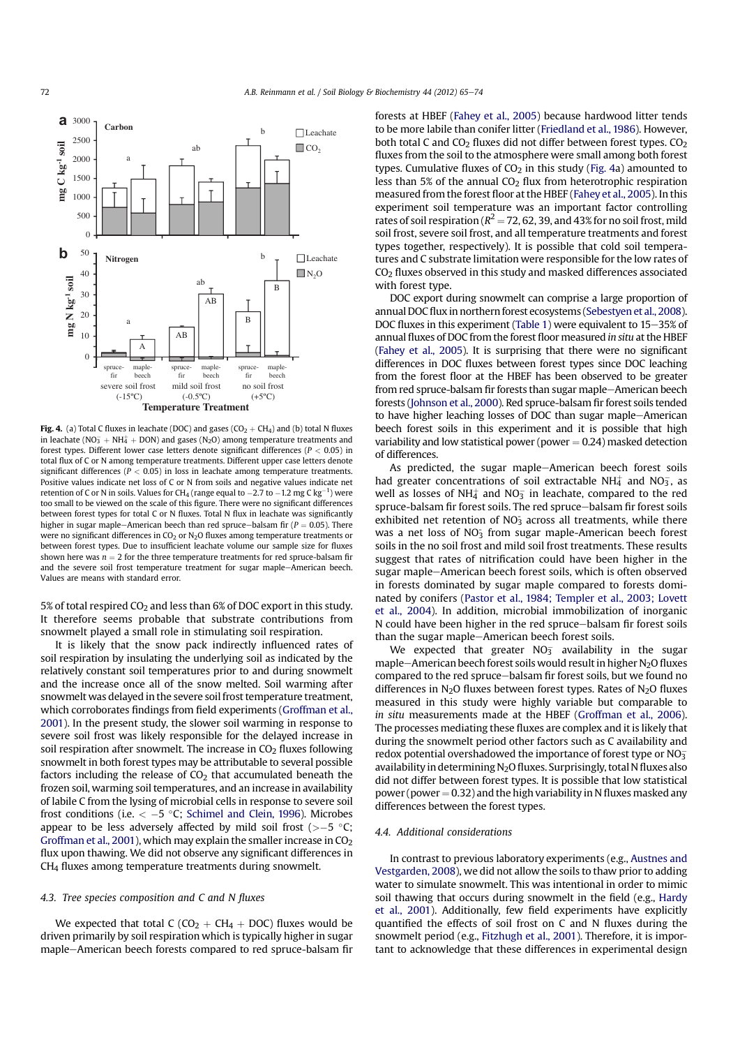**Fig. 4.** (a) Total C fluxes in leachate (DOC) and gases ($CO_2$ + $CH_4$) and (b) total N fluxes in leachate ($NO_3^-$ + $NH_4^+$ + DON) and gases ($N_2O$) among temperature treatments and forest types. Different lower case letters denote significant differences ($P < 0.05$) in total flux of C or N among temperature treatments. Different upper case letters denote significant differences ($P < 0.05$) in loss in leachate among temperature treatments. Positive values indicate net loss of C or N from soils and negative values indicate net retention of C or N in soils. Values for $CH_4$ (range equal to −2.7 to −1.2 mg C $kg^{-1}$) were too small to be viewed on the scale of this figure. There were no significant differences between forest types for total C or N fluxes. Total N flux in leachate was significantly higher in sugar maple–American beech than red spruce–balsam fir ($P = 0.05$). There were no significant differences in $CO_2$ or $N_2O$ fluxes among temperature treatments or between forest types. Due to insufficient leachate volume our sample size for fluxes shown here was $n = 2$ for the three temperature treatments for red spruce-balsam fir and the severe soil frost temperature treatment for sugar maple–American beech. Values are means with standard error.

5% of total respired $CO_2$ and less than 6% of DOC export in this study. It therefore seems probable that substrate contributions from snowmelt played a small role in stimulating soil respiration.

It is likely that the snow pack indirectly influenced rates of soil respiration by insulating the underlying soil as indicated by the relatively constant soil temperatures prior to and during snowmelt and the increase once all of the snow melted. Soil warming after snowmelt was delayed in the severe soil frost temperature treatment, which corroborates findings from field experiments (Groffman et al., 2001). In the present study, the slower soil warming in response to severe soil frost was likely responsible for the delayed increase in soil respiration after snowmelt. The increase in $CO_2$ fluxes following snowmelt in both forest types may be attributable to several possible factors including the release of $CO_2$ that accumulated beneath the frozen soil, warming soil temperatures, and an increase in availability of labile C from the lysing of microbial cells in response to severe soil frost conditions (i.e. < −5 °C; Schimel and Clein, 1996). Microbes appear to be less adversely affected by mild soil frost (>−5 °C; Groffman et al., 2001), which may explain the smaller increase in $CO_2$ flux upon thawing. We did not observe any significant differences in $CH_4$ fluxes among temperature treatments during snowmelt.

### 4.3. Tree species composition and C and N fluxes

We expected that total C ($CO_2$ + $CH_4$ + DOC) fluxes would be driven primarily by soil respiration which is typically higher in sugar maple–American beech forests compared to red spruce-balsam fir forests at HBEF (Fahey et al., 2005) because hardwood litter tends to be more labile than conifer litter (Friedland et al., 1986). However, both total C and $CO_2$ fluxes did not differ between forest types. $CO_2$ fluxes from the soil to the atmosphere were small among both forest types. Cumulative fluxes of $CO_2$ in this study (Fig. 4a) amounted to less than 5% of the annual $CO_2$ flux from heterotrophic respiration measured from the forest floor at the HBEF (Fahey et al., 2005). In this experiment soil temperature was an important factor controlling rates of soil respiration ($R^2 = 72$, 62, 39, and 43% for no soil frost, mild soil frost, severe soil frost, and all temperature treatments and forest types together, respectively). It is possible that cold soil temperatures and C substrate limitation were responsible for the low rates of $CO_2$ fluxes observed in this study and masked differences associated with forest type.

DOC export during snowmelt can comprise a large proportion of annual DOC flux in northern forest ecosystems (Sebestyen et al., 2008). DOC fluxes in this experiment (Table 1) were equivalent to 15–35% of annual fluxes of DOC from the forest floor measured *in situ* at the HBEF (Fahey et al., 2005). It is surprising that there were no significant differences in DOC fluxes between forest types since DOC leaching from the forest floor at the HBEF has been observed to be greater from red spruce-balsam fir forests than sugar maple–American beech forests (Johnson et al., 2000). Red spruce-balsam fir forest soils tended to have higher leaching losses of DOC than sugar maple–American beech forest soils in this experiment and it is possible that high variability and low statistical power (power = 0.24) masked detection of differences.

As predicted, the sugar maple–American beech forest soils had greater concentrations of soil extractable $NH_4^+$ and $NO_3^-$, as well as losses of $NH_4^+$ and $NO_3^-$ in leachate, compared to the red spruce-balsam fir forest soils. The red spruce–balsam fir forest soils exhibited net retention of $NO_3^-$ across all treatments, while there was a net loss of $NO_3^-$ from sugar maple-American beech forest soils in the no soil frost and mild soil frost treatments. These results suggest that rates of nitrification could have been higher in the sugar maple–American beech forest soils, which is often observed in forests dominated by sugar maple compared to forests dominated by conifers (Pastor et al., 1984; Templer et al., 2003; Lovett et al., 2004). In addition, microbial immobilization of inorganic N could have been higher in the red spruce–balsam fir forest soils than the sugar maple–American beech forest soils.

We expected that greater $NO_3^-$ availability in the sugar maple–American beech forest soils would result in higher $N_2O$ fluxes compared to the red spruce–balsam fir forest soils, but we found no differences in $N_2O$ fluxes between forest types. Rates of $N_2O$ fluxes measured in this study were highly variable but comparable to *in situ* measurements made at the HBEF (Groffman et al., 2006). The processes mediating these fluxes are complex and it is likely that during the snowmelt period other factors such as C availability and redox potential overshadowed the importance of forest type or $NO_3^-$ availability in determining $N_2O$ fluxes. Surprisingly, total N fluxes also did not differ between forest types. It is possible that low statistical power (power = 0.32) and the high variability in N fluxes masked any differences between the forest types.

### 4.4. Additional considerations

In contrast to previous laboratory experiments (e.g., Austnes and Vestgarden, 2008), we did not allow the soils to thaw prior to adding water to simulate snowmelt. This was intentional in order to mimic soil thawing that occurs during snowmelt in the field (e.g., Hardy et al., 2001). Additionally, few field experiments have explicitly quantified the effects of soil frost on C and N fluxes during the snowmelt period (e.g., Fitzhugh et al., 2001). Therefore, it is important to acknowledge that these differences in experimental design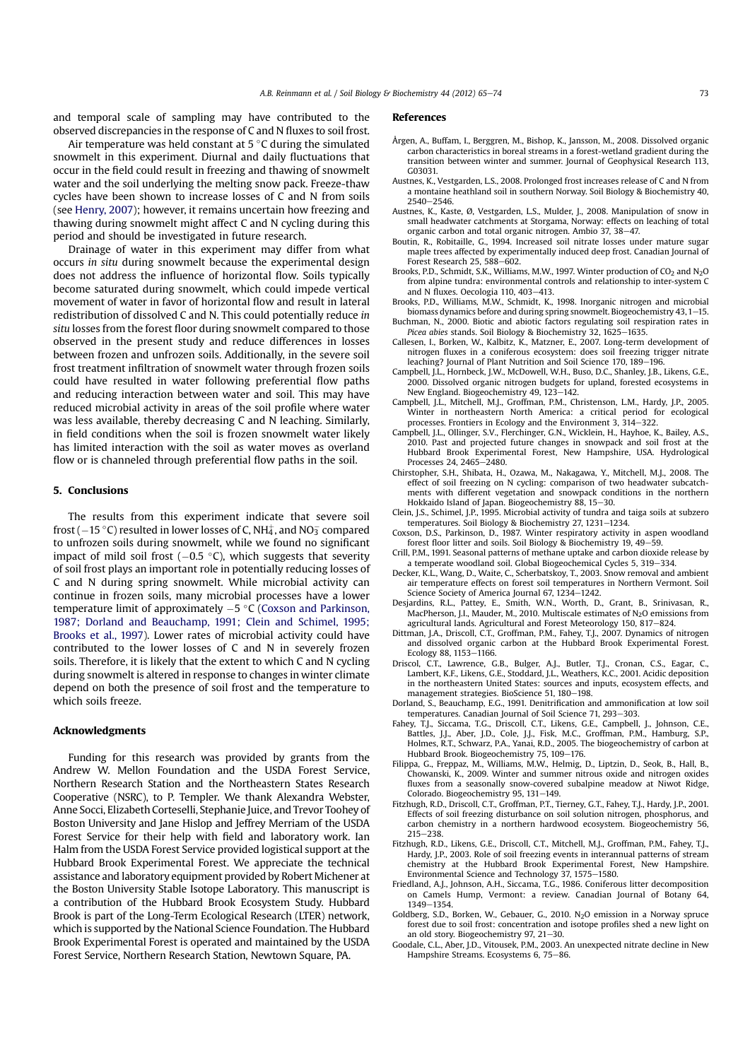and temporal scale of sampling may have contributed to the observed discrepancies in the response of C and N fluxes to soil frost.

Air temperature was held constant at 5 °C during the simulated snowmelt in this experiment. Diurnal and daily fluctuations that occur in the field could result in freezing and thawing of snowmelt water and the soil underlying the melting snow pack. Freeze-thaw cycles have been shown to increase losses of C and N from soils (see Henry, 2007); however, it remains uncertain how freezing and thawing during snowmelt might affect C and N cycling during this period and should be investigated in future research.

Drainage of water in this experiment may differ from what occurs *in situ* during snowmelt because the experimental design does not address the influence of horizontal flow. Soils typically become saturated during snowmelt, which could impede vertical movement of water in favor of horizontal flow and result in lateral redistribution of dissolved C and N. This could potentially reduce *in situ* losses from the forest floor during snowmelt compared to those observed in the present study and reduce differences in losses between frozen and unfrozen soils. Additionally, in the severe soil frost treatment infiltration of snowmelt water through frozen soils could have resulted in water following preferential flow paths and reducing interaction between water and soil. This may have reduced microbial activity in areas of the soil profile where water was less available, thereby decreasing C and N leaching. Similarly, in field conditions when the soil is frozen snowmelt water likely has limited interaction with the soil as water moves as overland flow or is channeled through preferential flow paths in the soil.

## 5. Conclusions

The results from this experiment indicate that severe soil frost (−15 °C) resulted in lower losses of C, $NH_4^+$, and $NO_3^-$ compared to unfrozen soils during snowmelt, while we found no significant impact of mild soil frost (−0.5 °C), which suggests that severity of soil frost plays an important role in potentially reducing losses of C and N during spring snowmelt. While microbial activity can continue in frozen soils, many microbial processes have a lower temperature limit of approximately −5 °C (Coxson and Parkinson, 1987; Dorland and Beauchamp, 1991; Clein and Schimel, 1995; Brooks et al., 1997). Lower rates of microbial activity could have contributed to the lower losses of C and N in severely frozen soils. Therefore, it is likely that the extent to which C and N cycling during snowmelt is altered in response to changes in winter climate depend on both the presence of soil frost and the temperature to which soils freeze.

## Acknowledgments

Funding for this research was provided by grants from the Andrew W. Mellon Foundation and the USDA Forest Service, Northern Research Station and the Northeastern States Research Cooperative (NSRC), to P. Templer. We thank Alexandra Webster, Anne Socci, Elizabeth Corteselli, Stephanie Juice, and Trevor Toohey of Boston University and Jane Hislop and Jeffrey Merriam of the USDA Forest Service for their help with field and laboratory work. Ian Halm from the USDA Forest Service provided logistical support at the Hubbard Brook Experimental Forest. We appreciate the technical assistance and laboratory equipment provided by Robert Michener at the Boston University Stable Isotope Laboratory. This manuscript is a contribution of the Hubbard Brook Ecosystem Study. Hubbard Brook is part of the Long-Term Ecological Research (LTER) network, which is supported by the National Science Foundation. The Hubbard Brook Experimental Forest is operated and maintained by the USDA Forest Service, Northern Research Station, Newtown Square, PA.

## References

Ågren, A., Buffam, I., Berggren, M., Bishop, K., Jansson, M., 2008. Dissolved organic carbon characteristics in boreal streams in a forest-wetland gradient during the transition between winter and summer. Journal of Geophysical Research 113, G03031.

Austnes, K., Vestgarden, L.S., 2008. Prolonged frost increases release of C and N from a montaine heathland soil in southern Norway. Soil Biology & Biochemistry 40, 2540–2546.

Austnes, K., Kaste, Ø, Vestgarden, L.S., Mulder, J., 2008. Manipulation of snow in small headwater catchments at Storgama, Norway: effects on leaching of total organic carbon and total organic nitrogen. Ambio 37, 38–47.

Boutin, R., Robitaille, G., 1994. Increased soil nitrate losses under mature sugar maple trees affected by experimentally induced deep frost. Canadian Journal of Forest Research 25, 588–602.

Brooks, P.D., Schmidt, S.K., Williams, M.W., 1997. Winter production of $CO_2$ and $N_2O$ from alpine tundra: environmental controls and relationship to inter-system C and N fluxes. Oecologia 110, 403–413.

Brooks, P.D., Williams, M.W., Schmidt, K., 1998. Inorganic nitrogen and microbial biomass dynamics before and during spring snowmelt. Biogeochemistry 43, 1–15.

Buchman, N., 2000. Biotic and abiotic factors regulating soil respiration rates in *Picea abies* stands. Soil Biology & Biochemistry 32, 1625–1635.

Callesen, I., Borken, W., Kalbitz, K., Matzner, E., 2007. Long-term development of nitrogen fluxes in a coniferous ecosystem: does soil freezing trigger nitrate leaching? Journal of Plant Nutrition and Soil Science 170, 189–196.

Campbell, J.L., Hornbeck, J.W., McDowell, W.H., Buso, D.C., Shanley, J.B., Likens, G.E., 2000. Dissolved organic nitrogen budgets for upland, forested ecosystems in New England. Biogeochemistry 49, 123–142.

Campbell, J.L., Mitchell, M.J., Groffman, P.M., Christenson, L.M., Hardy, J.P., 2005. Winter in northeastern North America: a critical period for ecological processes. Frontiers in Ecology and the Environment 3, 314–322.

Campbell, J.L., Ollinger, S.V., Flerchinger, G.N., Wicklein, H., Hayhoe, K., Bailey, A.S., 2010. Past and projected future changes in snowpack and soil frost at the Hubbard Brook Experimental Forest, New Hampshire, USA. Hydrological Processes 24, 2465–2480.

Chirstopher, S.H., Shibata, H., Ozawa, M., Nakagawa, Y., Mitchell, M.J., 2008. The effect of soil freezing on N cycling: comparison of two headwater subcatchments with different vegetation and snowpack conditions in the northern Hokkaido Island of Japan. Biogeochemistry 88, 15–30.

Clein, J.S., Schimel, J.P., 1995. Microbial activity of tundra and taiga soils at subzero temperatures. Soil Biology & Biochemistry 27, 1231–1234.

Coxson, D.S., Parkinson, D., 1987. Winter respiratory activity in aspen woodland forest floor litter and soils. Soil Biology & Biochemistry 19, 49–59.

Crill, P.M., 1991. Seasonal patterns of methane uptake and carbon dioxide release by a temperate woodland soil. Global Biogeochemical Cycles 5, 319–334.

Decker, K.L., Wang, D., Waite, C., Scherbatskoy, T., 2003. Snow removal and ambient air temperature effects on forest soil temperatures in Northern Vermont. Soil Science Society of America Journal 67, 1234–1242.

Desjardins, R.L., Pattey, E., Smith, W.N., Worth, D., Grant, B., Srinivasan, R., MacPherson, J., Mauder, M., 2010. Multiscale estimates of $N_2O$ emissions from agricultural lands. Agricultural and Forest Meteorology 150, 817–824.

Dittman, J.A., Driscoll, C.T., Groffman, P.M., Fahey, T.J., 2007. Dynamics of nitrogen and dissolved organic carbon at the Hubbard Brook Experimental Forest. Ecology 88, 1153–1166.

Driscol, C.T., Lawrence, G.B., Bulger, A.J., Butler, T.J., Cronan, C.S., Eagar, C., Lambert, K.F., Likens, G.E., Stoddard, J.L., Weathers, K.C., 2001. Acidic deposition in the northeastern United States: sources and inputs, ecosystem effects, and management strategies. BioScience 51, 180–198.

Dorland, S., Beauchamp, E.G., 1991. Denitrification and ammonification at low soil temperatures. Canadian Journal of Soil Science 71, 293–303.

Fahey, T.J., Siccama, T.G., Driscoll, C.T., Likens, G.E., Campbell, J., Johnson, C.E., Battles, J.J., Aber, J.D., Cole, J.J., Fisk, M.C., Groffman, P.M., Hamburg, S.P., Holmes, R.T., Schwarz, P.A., Yanai, R.D., 2005. The biogeochemistry of carbon at Hubbard Brook. Biogeochemistry 75, 109–176.

Filippa, G., Freppaz, M., Williams, M.W., Helmig, D., Liptzin, D., Seok, B., Hall, B., Chowanski, K., 2009. Winter and summer nitrous oxide and nitrogen oxides fluxes from a seasonally snow-covered subalpine meadow at Niwot Ridge, Colorado. Biogeochemistry 95, 131–149.

Fitzhugh, R.D., Driscoll, C.T., Groffman, P.T., Tierney, G.T., Fahey, T.J., Hardy, J.P., 2001. Effects of soil freezing disturbance on soil solution nitrogen, phosphorus, and carbon chemistry in a northern hardwood ecosystem. Biogeochemistry 56, 215–238.

Fitzhugh, R.D., Likens, G.E., Driscoll, C.T., Mitchell, M.J., Groffman, P.M., Fahey, T.J., Hardy, J.P., 2003. Role of soil freezing events in interannual patterns of stream chemistry at the Hubbard Brook Experimental Forest, New Hampshire. Environmental Science and Technology 37, 1575–1580.

Friedland, A.J., Johnson, A.H., Siccama, T.G., 1986. Coniferous litter decomposition on Camels Hump, Vermont: a review. Canadian Journal of Botany 64, 1349–1354.

Goldberg, S.D., Borken, W., Gebauer, G., 2010. $N_2O$ emission in a Norway spruce forest due to soil frost: concentration and isotope profiles shed a new light on an old story. Biogeochemistry 97, 21–30.

Goodale, C.L., Aber, J.D., Vitousek, P.M., 2003. An unexpected nitrate decline in New Hampshire Streams. Ecosystems 6, 75–86.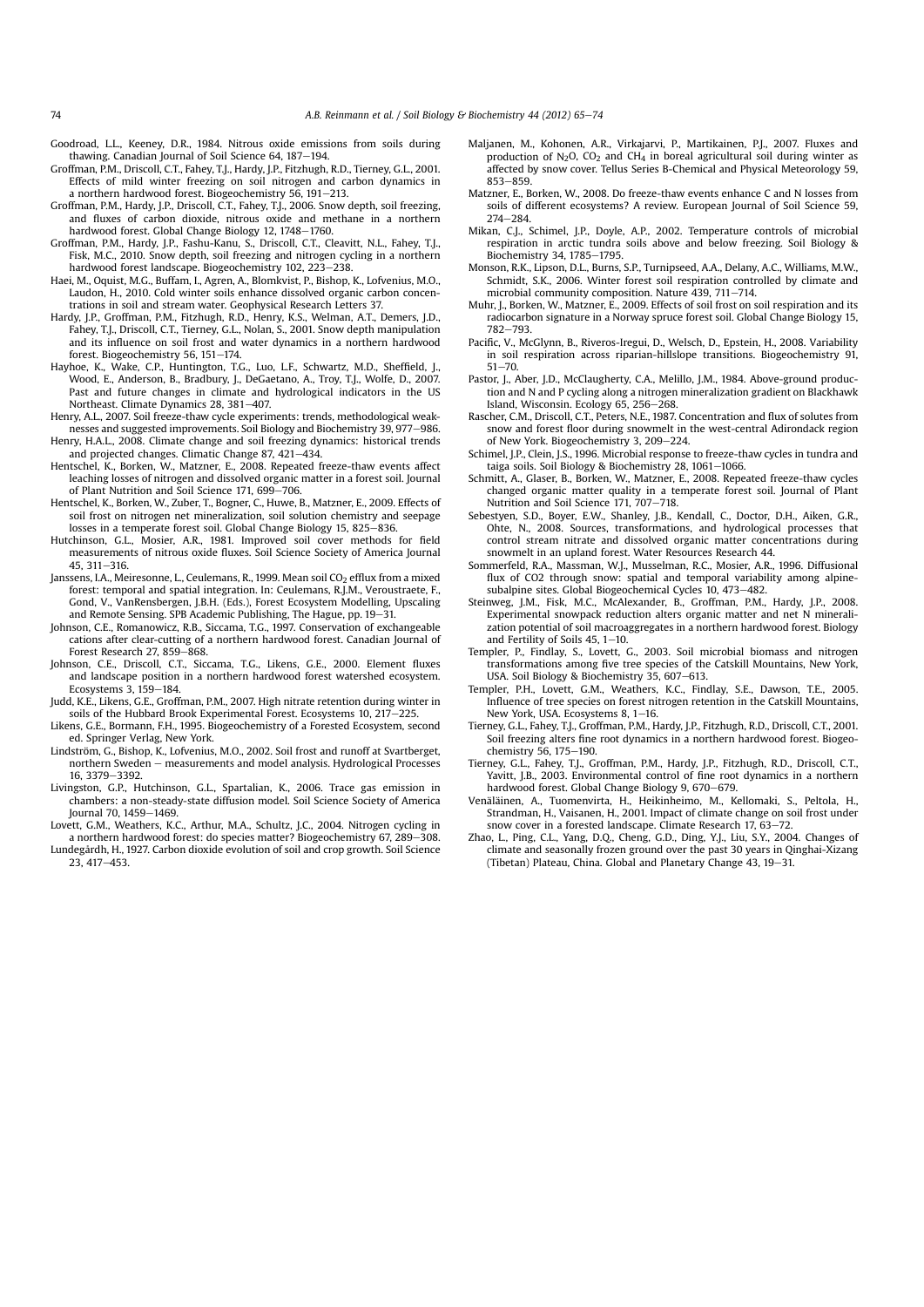Goodroad, L.L., Keeney, D.R., 1984. Nitrous oxide emissions from soils during thawing. Canadian Journal of Soil Science 64, 187–194.

Groffman, P.M., Driscoll, C.T., Fahey, T.J., Hardy, J.P., Fitzhugh, R.D., Tierney, G.L., 2001. Effects of mild winter freezing on soil nitrogen and carbon dynamics in a northern hardwood forest. Biogeochemistry 56, 191–213.

Groffman, P.M., Hardy, J.P., Driscoll, C.T., Fahey, T.J., 2006. Snow depth, soil freezing, and fluxes of carbon dioxide, nitrous oxide and methane in a northern hardwood forest. Global Change Biology 12, 1748–1760.

Groffman, P.M., Hardy, J.P., Fashu-Kanu, S., Driscoll, C.T., Cleavitt, N.L., Fahey, T.J., Fisk, M.C., 2010. Snow depth, soil freezing and nitrogen cycling in a northern hardwood forest landscape. Biogeochemistry 102, 223–238.

Haei, M., Oquist, M.G., Buffam, I., Agren, A., Blomkvist, P., Bishop, K., Lofvenius, M.O., Laudon, H., 2010. Cold winter soils enhance dissolved organic carbon concentrations in soil and stream water. Geophysical Research Letters 37.

Hardy, J.P., Groffman, P.M., Fitzhugh, R.D., Henry, K.S., Welman, A.T., Demers, J.D., Fahey, T.J., Driscoll, C.T., Tierney, G.L., Nolan, S., 2001. Snow depth manipulation and its influence on soil frost and water dynamics in a northern hardwood forest. Biogeochemistry 56, 151–174.

Hayhoe, K., Wake, C.P., Huntington, T.G., Luo, L.F., Schwartz, M.D., Sheffield, J., Wood, E., Anderson, B., Bradbury, J., DeGaetano, A., Troy, T.J., Wolfe, D., 2007. Past and future changes in climate and hydrological indicators in the US Northeast. Climate Dynamics 28, 381–407.

Henry, A.L., 2007. Soil freeze-thaw cycle experiments: trends, methodological weaknesses and suggested improvements. Soil Biology and Biochemistry 39, 977–986.

Henry, H.A.L., 2008. Climate change and soil freezing dynamics: historical trends and projected changes. Climatic Change 87, 421–434.

Hentschel, K., Borken, W., Matzner, E., 2008. Repeated freeze-thaw events affect leaching losses of nitrogen and dissolved organic matter in a forest soil. Journal of Plant Nutrition and Soil Science 171, 699–706.

Hentschel, K., Borken, W., Zuber, T., Bogner, C., Huwe, B., Matzner, E., 2009. Effects of soil frost on nitrogen net mineralization, soil solution chemistry and seepage losses in a temperate forest soil. Global Change Biology 15, 825–836.

Hutchinson, G.L., Mosier, A.R., 1981. Improved soil cover methods for field measurements of nitrous oxide fluxes. Soil Science Society of America Journal 45, 311–316.

Janssens, I.A., Meiresonne, L., Ceulemans, R., 1999. Mean soil $CO_2$ efflux from a mixed forest: temporal and spatial integration. In: Ceulemans, R.J.M., Veroustraete, F., Gond, V., VanRensbergen, J.B.H. (Eds.), Forest Ecosystem Modelling, Upscaling and Remote Sensing. SPB Academic Publishing, The Hague, pp. 19–31.

Johnson, C.E., Romanowicz, R.B., Siccama, T.G., 1997. Conservation of exchangeable cations after clear-cutting of a northern hardwood forest. Canadian Journal of Forest Research 27, 859–868.

Johnson, C.E., Driscoll, C.T., Siccama, T.G., Likens, G.E., 2000. Element fluxes and landscape position in a northern hardwood forest watershed ecosystem. Ecosystems 3, 159–184.

Judd, K.E., Likens, G.E., Groffman, P.M., 2007. High nitrate retention during winter in soils of the Hubbard Brook Experimental Forest. Ecosystems 10, 217–225.

Likens, G.E., Bormann, F.H., 1995. Biogeochemistry of a Forested Ecosystem, second ed. Springer Verlag, New York.

Lindström, G., Bishop, K., Lofvenius, M.O., 2002. Soil frost and runoff at Svartberget, northern Sweden – measurements and model analysis. Hydrological Processes 16, 3379–3392.

Livingston, G.P., Hutchinson, G.L., Spartalian, K., 2006. Trace gas emission in chambers: a non-steady-state diffusion model. Soil Science Society of America Journal 70, 1459–1469.

Lovett, G.M., Weathers, K.C., Arthur, M.A., Schultz, J.C., 2004. Nitrogen cycling in a northern hardwood forest: do species matter? Biogeochemistry 67, 289–308.

Lundegårdh, H., 1927. Carbon dioxide evolution of soil and crop growth. Soil Science 23, 417–453.

Maljanen, M., Kohonen, A.R., Virkajarvi, P., Martikainen, P.J., 2007. Fluxes and production of $N_2O$, $CO_2$ and $CH_4$ in boreal agricultural soil during winter as affected by snow cover. Tellus Series B-Chemical and Physical Meteorology 59, 853–859.

Matzner, E., Borken, W., 2008. Do freeze-thaw events enhance C and N losses from soils of different ecosystems? A review. European Journal of Soil Science 59, 274–284.

Mikan, C.J., Schimel, J.P., Doyle, A.P., 2002. Temperature controls of microbial respiration in arctic tundra soils above and below freezing. Soil Biology & Biochemistry 34, 1785–1795.

Monson, R.K., Lipson, D.L., Burns, S.P., Turnipseed, A.A., Delany, A.C., Williams, M.W., Schmidt, S.K., 2006. Winter forest soil respiration controlled by climate and microbial community composition. Nature 439, 711–714.

Muhr, J., Borken, W., Matzner, E., 2009. Effects of soil frost on soil respiration and its radiocarbon signature in a Norway spruce forest soil. Global Change Biology 15, 782–793.

Pacific, V., McGlynn, B., Riveros-Iregui, D., Welsch, D., Epstein, H., 2008. Variability in soil respiration across riparian-hillslope transitions. Biogeochemistry 91, 51–70.

Pastor, J., Aber, J.D., McClaugherty, C.A., Melillo, J.M., 1984. Above-ground production and N and P cycling along a nitrogen mineralization gradient on Blackhawk Island, Wisconsin. Ecology 65, 256–268.

Rascher, C.M., Driscoll, C.T., Peters, N.E., 1987. Concentration and flux of solutes from snow and forest floor during snowmelt in the west-central Adirondack region of New York. Biogeochemistry 3, 209–224.

Schimel, J.P., Clein, J.S., 1996. Microbial response to freeze-thaw cycles in tundra and taiga soils. Soil Biology & Biochemistry 28, 1061–1066.

Schmitt, A., Glaser, B., Borken, W., Matzner, E., 2008. Repeated freeze-thaw cycles changed organic matter quality in a temperate forest soil. Journal of Plant Nutrition and Soil Science 171, 707–718.

Sebestyen, S.D., Boyer, E.W., Shanley, J.B., Kendall, C., Doctor, D.H., Aiken, G.R., Ohte, N., 2008. Sources, transformations, and hydrological processes that control stream nitrate and dissolved organic matter concentrations during snowmelt in an upland forest. Water Resources Research 44.

Sommerfeld, R.A., Massman, W.J., Musselman, R.C., Mosier, A.R., 1996. Diffusional flux of CO2 through snow: spatial and temporal variability among alpine-subalpine sites. Global Biogeochemical Cycles 10, 473–482.

Steinweg, J.M., Fisk, M.C., McAlexander, B., Groffman, P.M., Hardy, J.P., 2008. Experimental snowpack reduction alters organic matter and net N mineralization potential of soil macroaggregates in a northern hardwood forest. Biology and Fertility of Soils 45, 1–10.

Templer, P., Findlay, S., Lovett, G., 2003. Soil microbial biomass and nitrogen transformations among five tree species of the Catskill Mountains, New York, USA. Soil Biology & Biochemistry 35, 607–613.

Templer, P.H., Lovett, G.M., Weathers, K.C., Findlay, S.E., Dawson, T.E., 2005. Influence of tree species on forest nitrogen retention in the Catskill Mountains, New York, USA. Ecosystems 8, 1–16.

Tierney, G.L., Fahey, T.J., Groffman, P.M., Hardy, J.P., Fitzhugh, R.D., Driscoll, C.T., 2001. Soil freezing alters fine root dynamics in a northern hardwood forest. Biogeochemistry 56, 175–190.

Tierney, G.L., Fahey, T.J., Groffman, P.M., Hardy, J.P., Fitzhugh, R.D., Driscoll, C.T., Yavitt, J.B., 2003. Environmental control of fine root dynamics in a northern hardwood forest. Global Change Biology 9, 670–679.

Venäläinen, A., Tuomenvirta, H., Heikinheimo, M., Kellomaki, S., Peltola, H., Strandman, H., Vaisanen, H., 2001. Impact of climate change on soil frost under snow cover in a forested landscape. Climate Research 17, 63–72.

Zhao, L., Ping, C.L., Yang, D.Q., Cheng, G.D., Ding, Y.J., Liu, S.Y., 2004. Changes of climate and seasonally frozen ground over the past 30 years in Qinghai-Xizang (Tibetan) Plateau, China. Global and Planetary Change 43, 19–31.